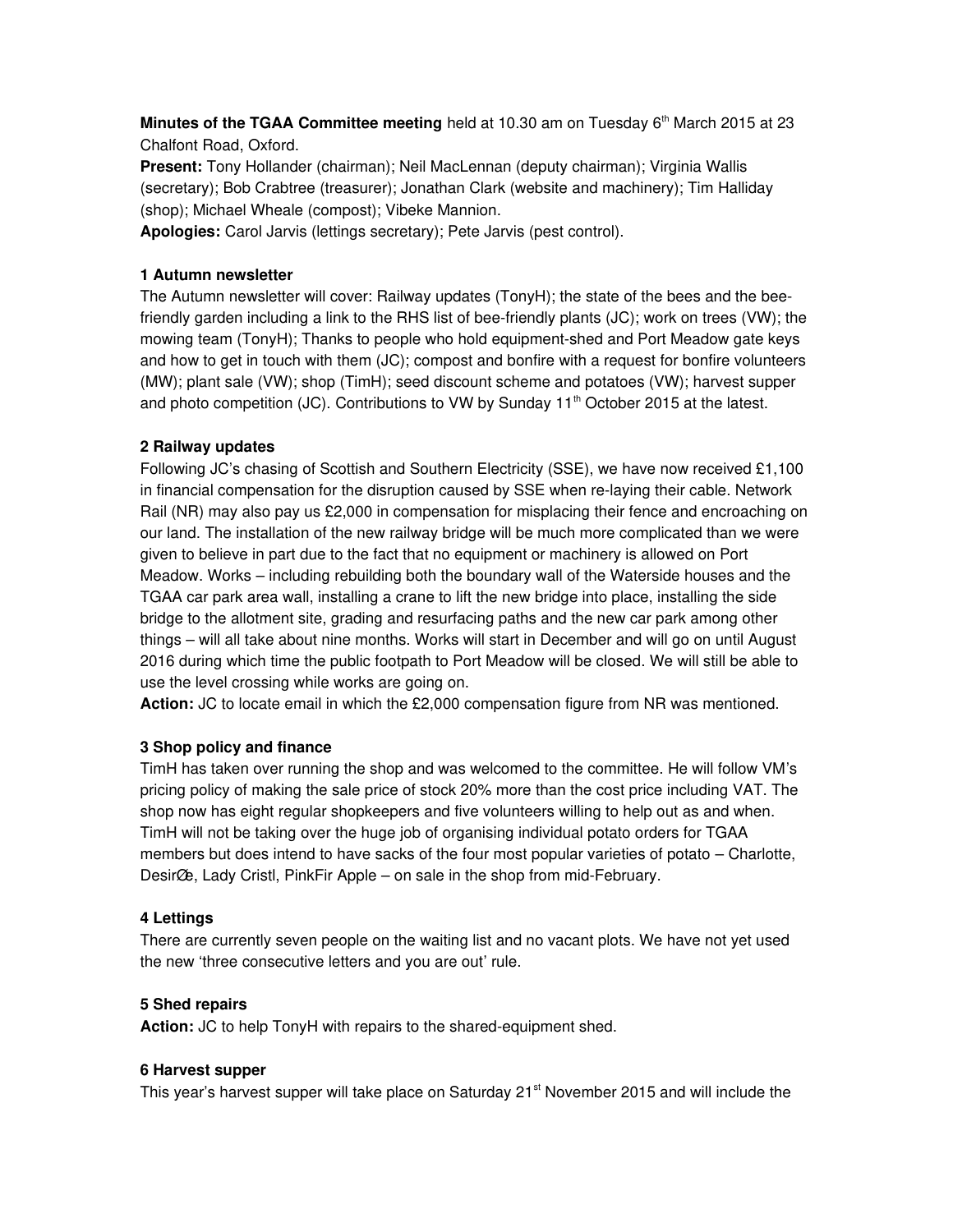**Minutes of the TGAA Committee meeting** held at 10.30 am on Tuesday 6th March 2015 at 23 Chalfont Road, Oxford.

**Present:** Tony Hollander (chairman); Neil MacLennan (deputy chairman); Virginia Wallis (secretary); Bob Crabtree (treasurer); Jonathan Clark (website and machinery); Tim Halliday (shop); Michael Wheale (compost); Vibeke Mannion.

**Apologies:** Carol Jarvis (lettings secretary); Pete Jarvis (pest control).

**1 Autumn newsletter**

The Autumn newsletter will cover: Railway updates (TonyH); the state of the bees and the bee-friendly garden including a link to the RHS list of bee-friendly plants (JC); work on trees (VW); the mowing team (TonyH); Thanks to people who hold equipment-shed and Port Meadow gate keys and how to get in touch with them (JC); compost and bonfire with a request for bonfire volunteers (MW); plant sale (VW); shop (TimH); seed discount scheme and potatoes (VW); harvest supper and photo competition (JC). Contributions to VW by Sunday 11th October 2015 at the latest.

**2 Railway updates**

Following JC's chasing of Scottish and Southern Electricity (SSE), we have now received £1,100 in financial compensation for the disruption caused by SSE when re-laying their cable. Network Rail (NR) may also pay us £2,000 in compensation for misplacing their fence and encroaching on our land. The installation of the new railway bridge will be much more complicated than we were given to believe in part due to the fact that no equipment or machinery is allowed on Port Meadow. Works – including rebuilding both the boundary wall of the Waterside houses and the TGAA car park area wall, installing a crane to lift the new bridge into place, installing the side bridge to the allotment site, grading and resurfacing paths and the new car park among other things – will all take about nine months. Works will start in December and will go on until August 2016 during which time the public footpath to Port Meadow will be closed. We will still be able to use the level crossing while works are going on.

**Action:** JC to locate email in which the £2,000 compensation figure from NR was mentioned.

**3 Shop policy and finance**

TimH has taken over running the shop and was welcomed to the committee. He will follow VM's pricing policy of making the sale price of stock 20% more than the cost price including VAT. The shop now has eight regular shopkeepers and five volunteers willing to help out as and when. TimH will not be taking over the huge job of organising individual potato orders for TGAA members but does intend to have sacks of the four most popular varieties of potato – Charlotte, DesirØe, Lady Cristl, PinkFir Apple – on sale in the shop from mid-February.

**4 Lettings**

There are currently seven people on the waiting list and no vacant plots. We have not yet used the new 'three consecutive letters and you are out' rule.

**5 Shed repairs**

**Action:** JC to help TonyH with repairs to the shared-equipment shed.

**6 Harvest supper**

This year's harvest supper will take place on Saturday 21st November 2015 and will include the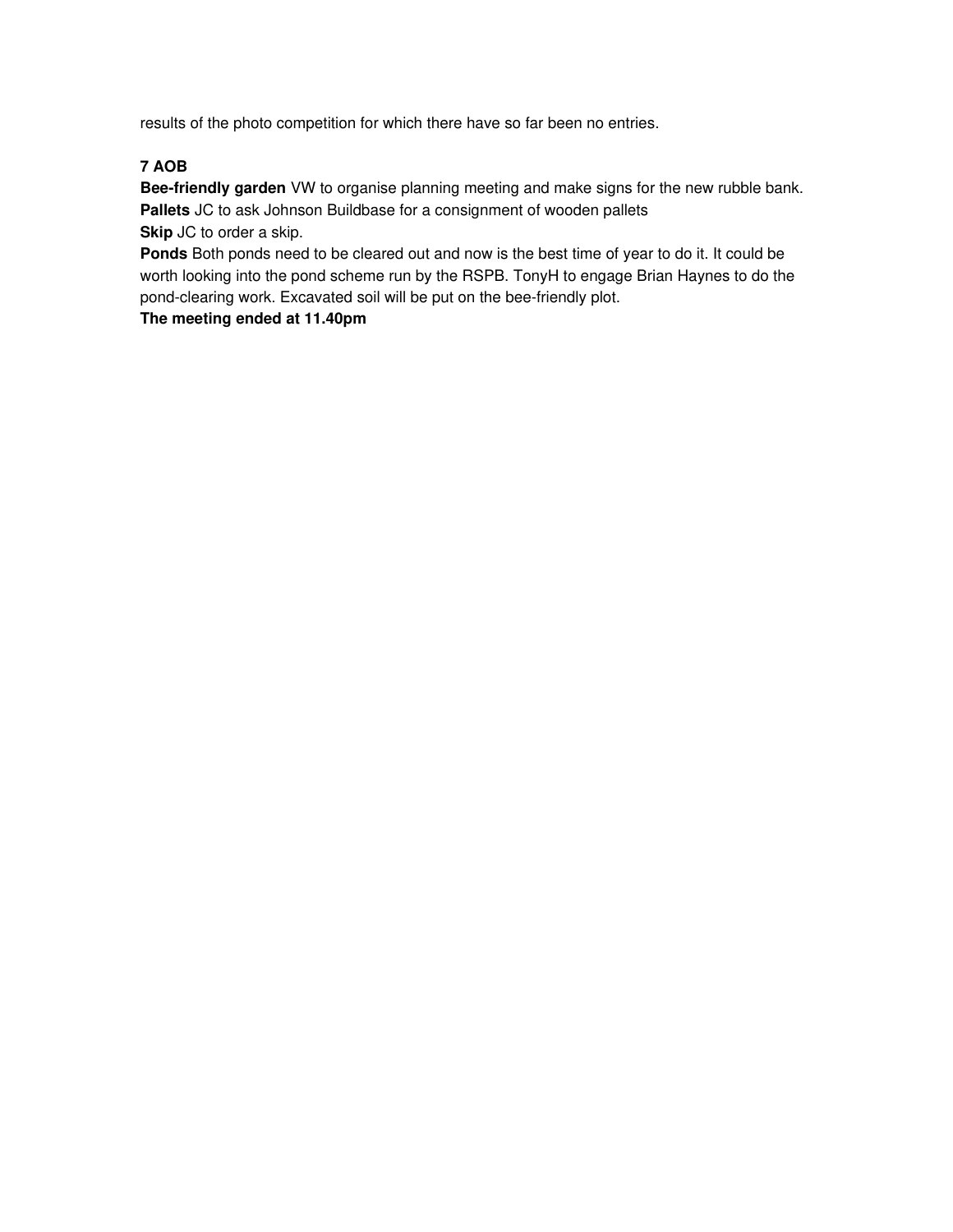results of the photo competition for which there have so far been no entries.

**7 AOB**

**Bee-friendly garden** VW to organise planning meeting and make signs for the new rubble bank.
**Pallets** JC to ask Johnson Buildbase for a consignment of wooden pallets
**Skip** JC to order a skip.
**Ponds** Both ponds need to be cleared out and now is the best time of year to do it. It could be worth looking into the pond scheme run by the RSPB. TonyH to engage Brian Haynes to do the pond-clearing work. Excavated soil will be put on the bee-friendly plot.
**The meeting ended at 11.40pm**